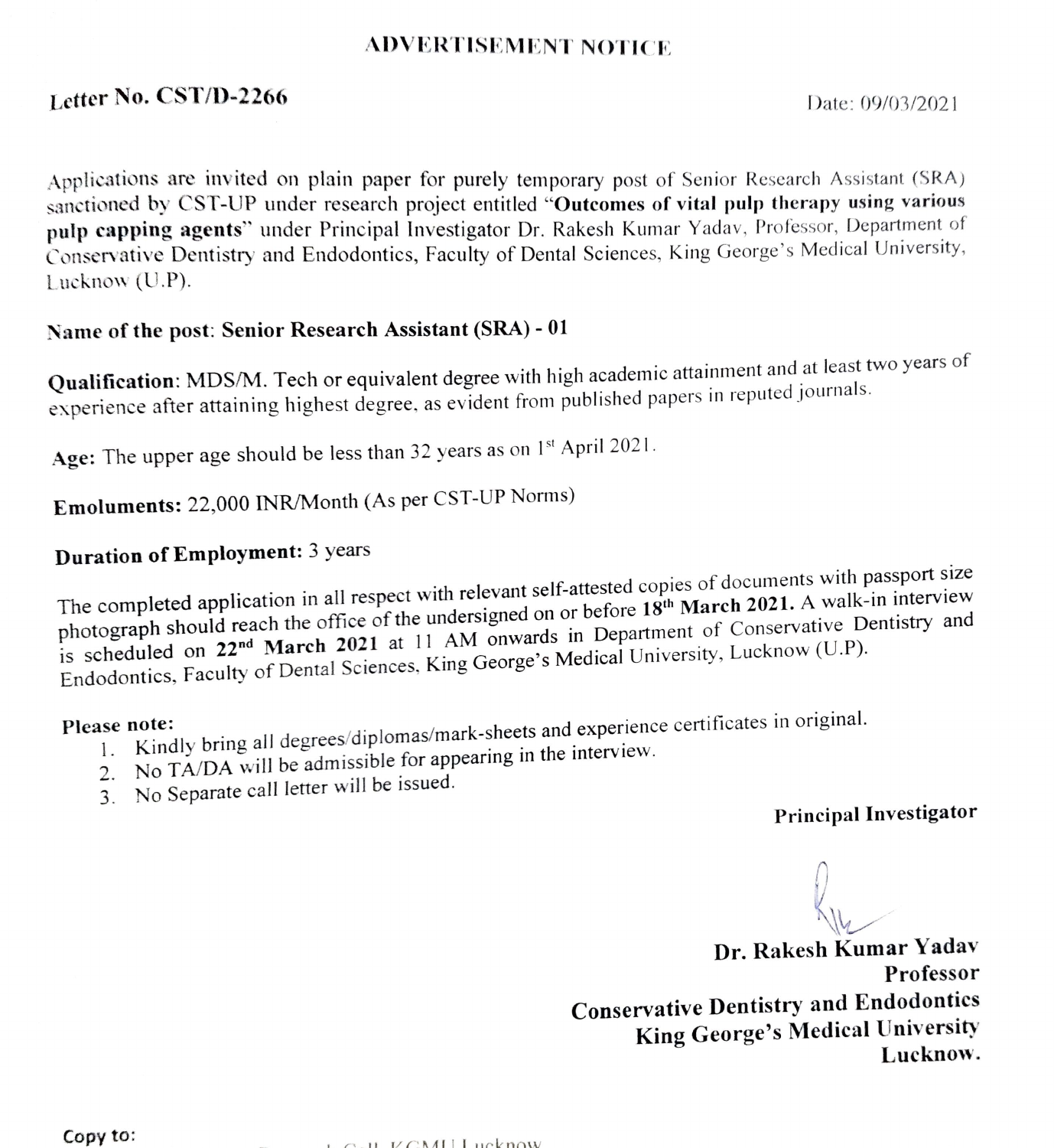# ADVERTISEMENT NOTICE

**Letter No. CST/D-2266** Date: 09/03/2021

Applications are invited on plain paper for purely temporary post of Senior Research Assistant (SRA) sanctioned by CST-UP under research project entitled "**Outcomes of vital pulp therapy using various pulp capping agents**" under Principal Investigator Dr. Rakesh Kumar Yadav, Professor, Department of Conservative Dentistry and Endodontics, Faculty of Dental Sciences, King George's Medical University, Lucknow (U.P).

**Name of the post: Senior Research Assistant (SRA) - 01**

**Qualification**: MDS/M. Tech or equivalent degree with high academic attainment and at least two years of experience after attaining highest degree, as evident from published papers in reputed journals.

**Age:** The upper age should be less than 32 years as on 1st April 2021.

**Emoluments:** 22,000 INR/Month (As per CST-UP Norms)

**Duration of Employment:** 3 years

The completed application in all respect with relevant self-attested copies of documents with passport size photograph should reach the office of the undersigned on or before **18th March 2021.** A walk-in interview is scheduled on **22nd March 2021** at 11 AM onwards in Department of Conservative Dentistry and Endodontics, Faculty of Dental Sciences, King George's Medical University, Lucknow (U.P).

**Please note:**

1. Kindly bring all degrees/diplomas/mark-sheets and experience certificates in original.
2. No TA/DA will be admissible for appearing in the interview.
3. No Separate call letter will be issued.

**Principal Investigator**

**Dr. Rakesh Kumar Yadav**
**Professor**
**Conservative Dentistry and Endodontics**
**King George's Medical University**
**Lucknow.**

**Copy to:**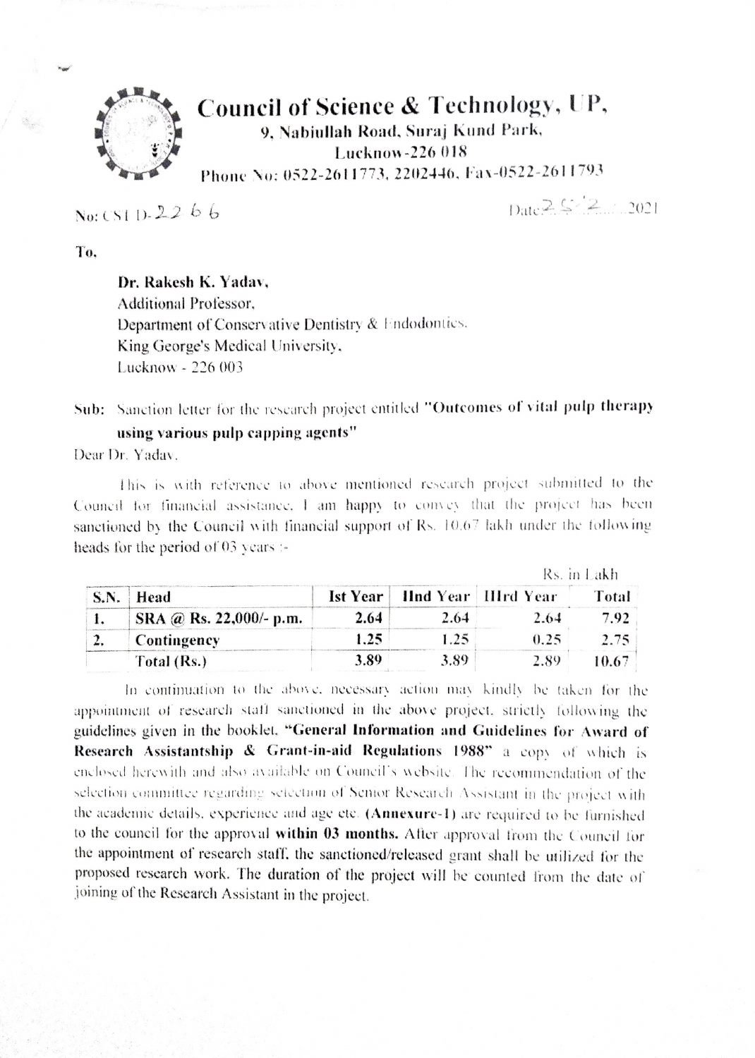# Council of Science & Technology, UP,

9, Nabiullah Road, Suraj Kund Park,
Lucknow-226 018
Phone No: 0522-2611773, 2202446, Fax-0522-2611793

No: CST D-2266

Date: 25/2/2021

To,

**Dr. Rakesh K. Yadav,**
Additional Professor,
Department of Conservative Dentistry & Endodontics,
King George's Medical University,
Lucknow - 226 003

**Sub:** Sanction letter for the research project entitled **"Outcomes of vital pulp therapy using various pulp capping agents"**

Dear Dr. Yadav,

This is with reference to above mentioned research project submitted to the Council for financial assistance. I am happy to convey that the project has been sanctioned by the Council with financial support of Rs. 10.67 lakh under the following heads for the period of 03 years :-

Rs. in Lakh

| S.N. | Head | Ist Year | IInd Year | IIIrd Year | Total |
|---|---|---|---|---|---|
| 1. | SRA @ Rs. 22,000/- p.m. | 2.64 | 2.64 | 2.64 | 7.92 |
| 2. | Contingency | 1.25 | 1.25 | 0.25 | 2.75 |
| | Total (Rs.) | 3.89 | 3.89 | 2.89 | 10.67 |

In continuation to the above, necessary action may kindly be taken for the appointment of research staff sanctioned in the above project, strictly following the guidelines given in the booklet, **"General Information and Guidelines for Award of Research Assistantship & Grant-in-aid Regulations 1988"** a copy of which is enclosed herewith and also available on Council's website. The recommendation of the selection committee regarding selection of Senior Research Assistant in the project with the academic details, experience and age etc. **(Annexure-1)** are required to be furnished to the council for the approval **within 03 months.** After approval from the Council for the appointment of research staff, the sanctioned/released grant shall be utilized for the proposed research work. The duration of the project will be counted from the date of joining of the Research Assistant in the project.